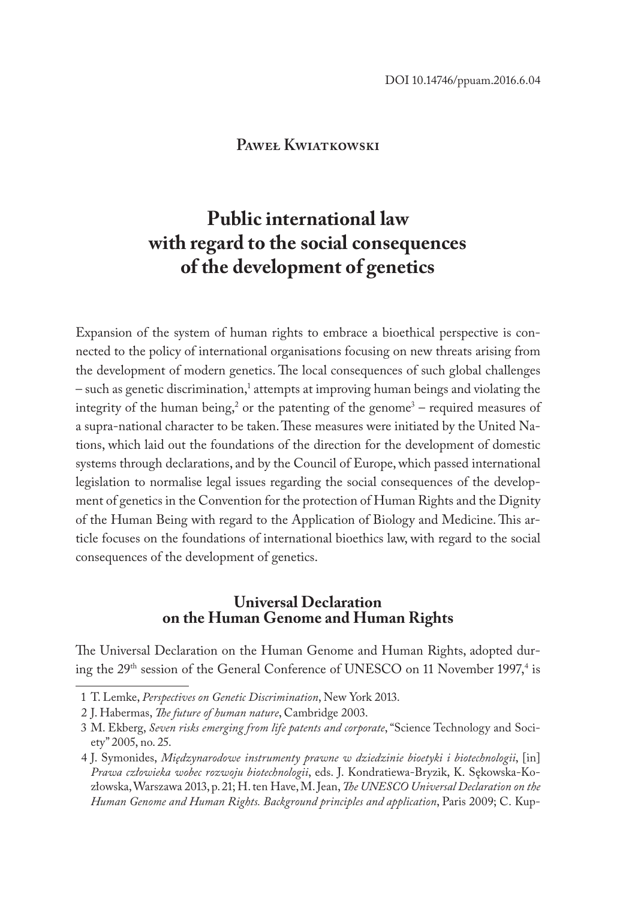DOI 10.14746/ppuam.2016.6.04

**Paweł Kwiatkowski**

# Public international law with regard to the social consequences of the development of genetics

Expansion of the system of human rights to embrace a bioethical perspective is connected to the policy of international organisations focusing on new threats arising from the development of modern genetics. The local consequences of such global challenges – such as genetic discrimination,[1] attempts at improving human beings and violating the integrity of the human being,[2] or the patenting of the genome[3] – required measures of a supra-national character to be taken. These measures were initiated by the United Nations, which laid out the foundations of the direction for the development of domestic systems through declarations, and by the Council of Europe, which passed international legislation to normalise legal issues regarding the social consequences of the development of genetics in the Convention for the protection of Human Rights and the Dignity of the Human Being with regard to the Application of Biology and Medicine. This article focuses on the foundations of international bioethics law, with regard to the social consequences of the development of genetics.

## Universal Declaration on the Human Genome and Human Rights

The Universal Declaration on the Human Genome and Human Rights, adopted during the 29th session of the General Conference of UNESCO on 11 November 1997,[4] is

1 T. Lemke, *Perspectives on Genetic Discrimination*, New York 2013.

2 J. Habermas, *The future of human nature*, Cambridge 2003.

3 M. Ekberg, *Seven risks emerging from life patents and corporate*, "Science Technology and Society" 2005, no. 25.

4 J. Symonides, *Międzynarodowe instrumenty prawne w dziedzinie bioetyki i biotechnologii*, [in] *Prawa człowieka wobec rozwoju biotechnologii*, eds. J. Kondratiewa-Bryzik, K. Sękowska-Kozłowska, Warszawa 2013, p. 21; H. ten Have, M. Jean, *The UNESCO Universal Declaration on the Human Genome and Human Rights. Background principles and application*, Paris 2009; C. Kup-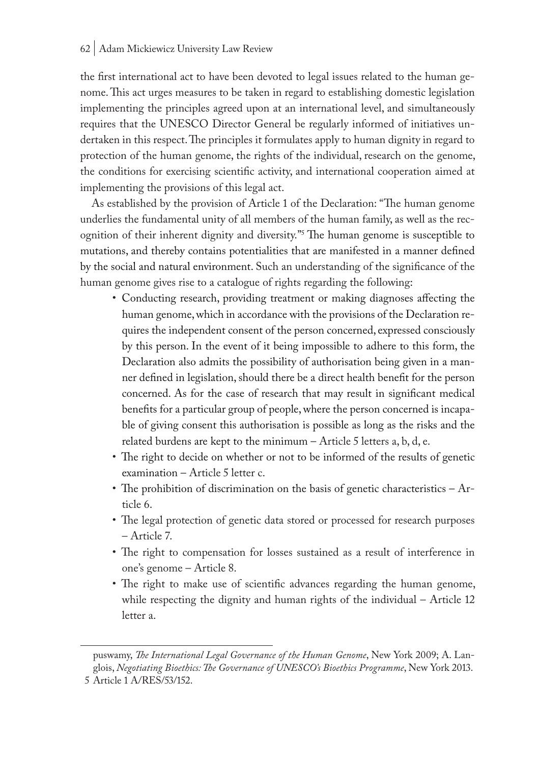the first international act to have been devoted to legal issues related to the human genome. This act urges measures to be taken in regard to establishing domestic legislation implementing the principles agreed upon at an international level, and simultaneously requires that the UNESCO Director General be regularly informed of initiatives undertaken in this respect. The principles it formulates apply to human dignity in regard to protection of the human genome, the rights of the individual, research on the genome, the conditions for exercising scientific activity, and international cooperation aimed at implementing the provisions of this legal act.

As established by the provision of Article 1 of the Declaration: "The human genome underlies the fundamental unity of all members of the human family, as well as the recognition of their inherent dignity and diversity."[5] The human genome is susceptible to mutations, and thereby contains potentialities that are manifested in a manner defined by the social and natural environment. Such an understanding of the significance of the human genome gives rise to a catalogue of rights regarding the following:

- Conducting research, providing treatment or making diagnoses affecting the human genome, which in accordance with the provisions of the Declaration requires the independent consent of the person concerned, expressed consciously by this person. In the event of it being impossible to adhere to this form, the Declaration also admits the possibility of authorisation being given in a manner defined in legislation, should there be a direct health benefit for the person concerned. As for the case of research that may result in significant medical benefits for a particular group of people, where the person concerned is incapable of giving consent this authorisation is possible as long as the risks and the related burdens are kept to the minimum – Article 5 letters a, b, d, e.
- The right to decide on whether or not to be informed of the results of genetic examination – Article 5 letter c.
- The prohibition of discrimination on the basis of genetic characteristics – Article 6.
- The legal protection of genetic data stored or processed for research purposes – Article 7.
- The right to compensation for losses sustained as a result of interference in one's genome – Article 8.
- The right to make use of scientific advances regarding the human genome, while respecting the dignity and human rights of the individual – Article 12 letter a.

---

puswamy, *The International Legal Governance of the Human Genome*, New York 2009; A. Langlois, *Negotiating Bioethics: The Governance of UNESCO's Bioethics Programme*, New York 2013.

5 Article 1 A/RES/53/152.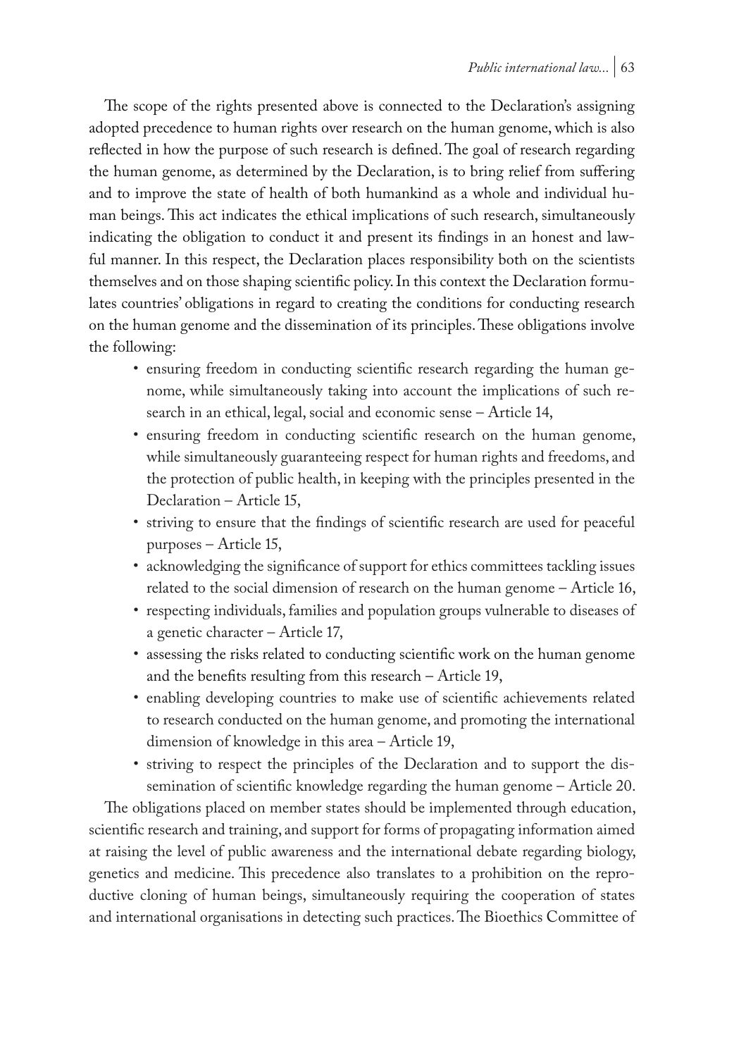The scope of the rights presented above is connected to the Declaration's assigning adopted precedence to human rights over research on the human genome, which is also reflected in how the purpose of such research is defined. The goal of research regarding the human genome, as determined by the Declaration, is to bring relief from suffering and to improve the state of health of both humankind as a whole and individual human beings. This act indicates the ethical implications of such research, simultaneously indicating the obligation to conduct it and present its findings in an honest and lawful manner. In this respect, the Declaration places responsibility both on the scientists themselves and on those shaping scientific policy. In this context the Declaration formulates countries' obligations in regard to creating the conditions for conducting research on the human genome and the dissemination of its principles. These obligations involve the following:

- ensuring freedom in conducting scientific research regarding the human genome, while simultaneously taking into account the implications of such research in an ethical, legal, social and economic sense – Article 14,
- ensuring freedom in conducting scientific research on the human genome, while simultaneously guaranteeing respect for human rights and freedoms, and the protection of public health, in keeping with the principles presented in the Declaration – Article 15,
- striving to ensure that the findings of scientific research are used for peaceful purposes – Article 15,
- acknowledging the significance of support for ethics committees tackling issues related to the social dimension of research on the human genome – Article 16,
- respecting individuals, families and population groups vulnerable to diseases of a genetic character – Article 17,
- assessing the risks related to conducting scientific work on the human genome and the benefits resulting from this research – Article 19,
- enabling developing countries to make use of scientific achievements related to research conducted on the human genome, and promoting the international dimension of knowledge in this area – Article 19,
- striving to respect the principles of the Declaration and to support the dissemination of scientific knowledge regarding the human genome – Article 20.

The obligations placed on member states should be implemented through education, scientific research and training, and support for forms of propagating information aimed at raising the level of public awareness and the international debate regarding biology, genetics and medicine. This precedence also translates to a prohibition on the reproductive cloning of human beings, simultaneously requiring the cooperation of states and international organisations in detecting such practices. The Bioethics Committee of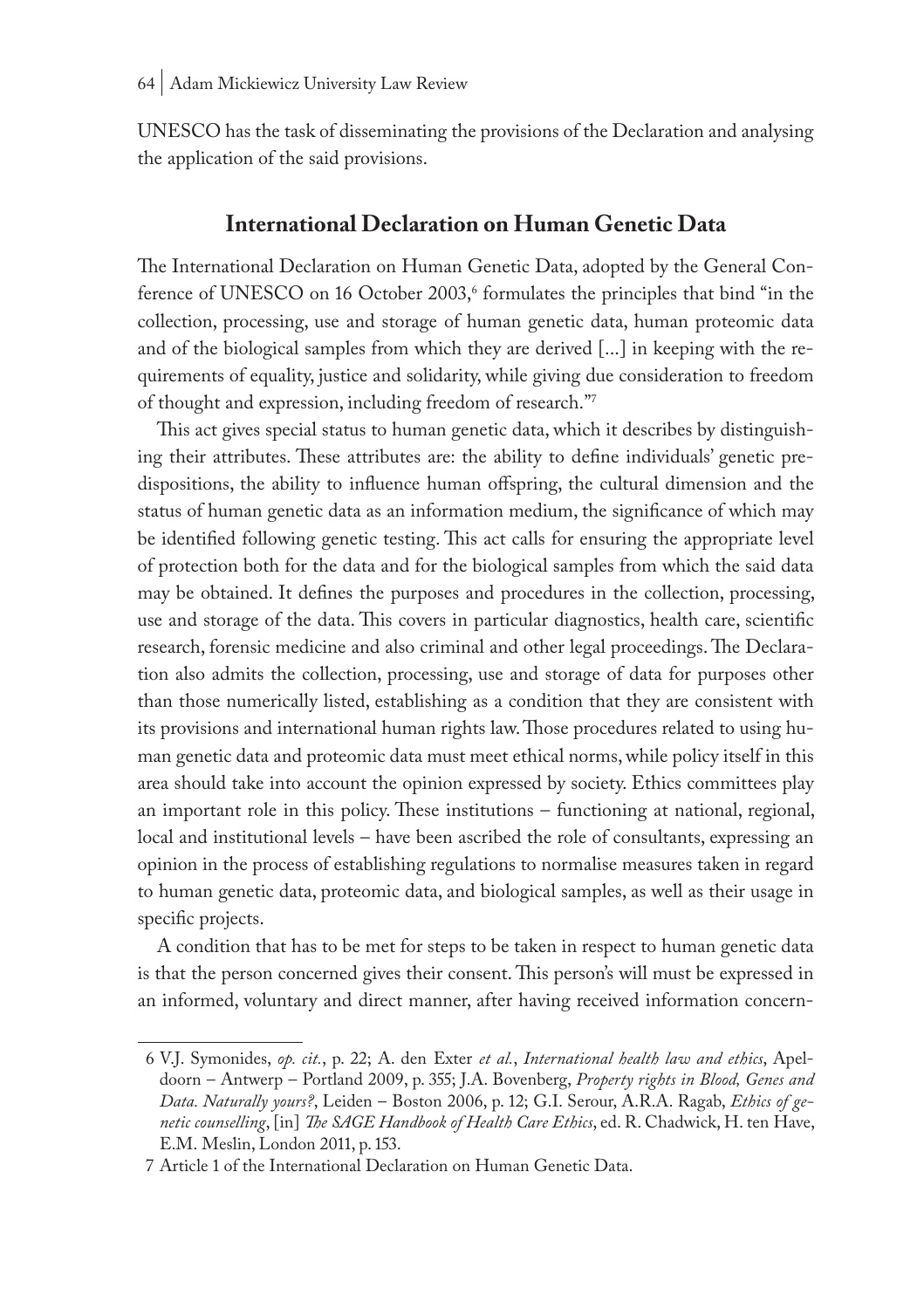UNESCO has the task of disseminating the provisions of the Declaration and analysing the application of the said provisions.

## International Declaration on Human Genetic Data

The International Declaration on Human Genetic Data, adopted by the General Conference of UNESCO on 16 October 2003,[6] formulates the principles that bind "in the collection, processing, use and storage of human genetic data, human proteomic data and of the biological samples from which they are derived [...] in keeping with the requirements of equality, justice and solidarity, while giving due consideration to freedom of thought and expression, including freedom of research."[7]

This act gives special status to human genetic data, which it describes by distinguishing their attributes. These attributes are: the ability to define individuals' genetic predispositions, the ability to influence human offspring, the cultural dimension and the status of human genetic data as an information medium, the significance of which may be identified following genetic testing. This act calls for ensuring the appropriate level of protection both for the data and for the biological samples from which the said data may be obtained. It defines the purposes and procedures in the collection, processing, use and storage of the data. This covers in particular diagnostics, health care, scientific research, forensic medicine and also criminal and other legal proceedings. The Declaration also admits the collection, processing, use and storage of data for purposes other than those numerically listed, establishing as a condition that they are consistent with its provisions and international human rights law. Those procedures related to using human genetic data and proteomic data must meet ethical norms, while policy itself in this area should take into account the opinion expressed by society. Ethics committees play an important role in this policy. These institutions – functioning at national, regional, local and institutional levels – have been ascribed the role of consultants, expressing an opinion in the process of establishing regulations to normalise measures taken in regard to human genetic data, proteomic data, and biological samples, as well as their usage in specific projects.

A condition that has to be met for steps to be taken in respect to human genetic data is that the person concerned gives their consent. This person's will must be expressed in an informed, voluntary and direct manner, after having received information concern-

---

6 V.J. Symonides, *op. cit.*, p. 22; A. den Exter *et al.*, *International health law and ethics*, Apeldoorn – Antwerp – Portland 2009, p. 355; J.A. Bovenberg, *Property rights in Blood, Genes and Data. Naturally yours?*, Leiden – Boston 2006, p. 12; G.I. Serour, A.R.A. Ragab, *Ethics of genetic counselling*, [in] *The SAGE Handbook of Health Care Ethics*, ed. R. Chadwick, H. ten Have, E.M. Meslin, London 2011, p. 153.

7 Article 1 of the International Declaration on Human Genetic Data.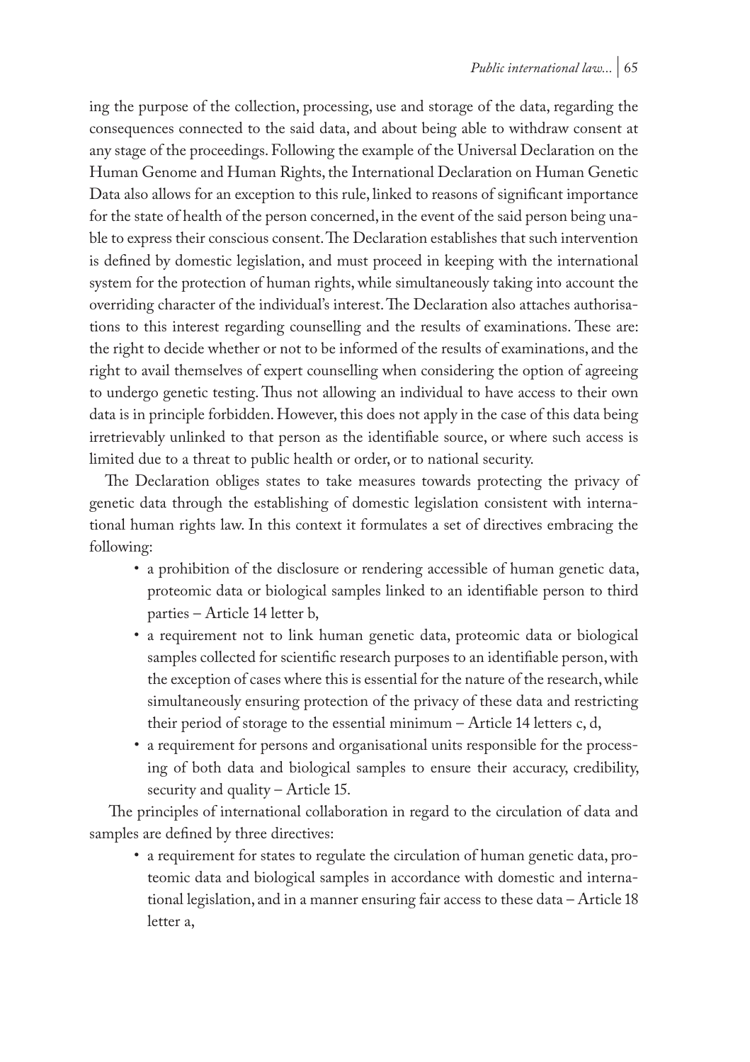ing the purpose of the collection, processing, use and storage of the data, regarding the consequences connected to the said data, and about being able to withdraw consent at any stage of the proceedings. Following the example of the Universal Declaration on the Human Genome and Human Rights, the International Declaration on Human Genetic Data also allows for an exception to this rule, linked to reasons of significant importance for the state of health of the person concerned, in the event of the said person being unable to express their conscious consent. The Declaration establishes that such intervention is defined by domestic legislation, and must proceed in keeping with the international system for the protection of human rights, while simultaneously taking into account the overriding character of the individual's interest. The Declaration also attaches authorisations to this interest regarding counselling and the results of examinations. These are: the right to decide whether or not to be informed of the results of examinations, and the right to avail themselves of expert counselling when considering the option of agreeing to undergo genetic testing. Thus not allowing an individual to have access to their own data is in principle forbidden. However, this does not apply in the case of this data being irretrievably unlinked to that person as the identifiable source, or where such access is limited due to a threat to public health or order, or to national security.

The Declaration obliges states to take measures towards protecting the privacy of genetic data through the establishing of domestic legislation consistent with international human rights law. In this context it formulates a set of directives embracing the following:

- a prohibition of the disclosure or rendering accessible of human genetic data, proteomic data or biological samples linked to an identifiable person to third parties – Article 14 letter b,
- a requirement not to link human genetic data, proteomic data or biological samples collected for scientific research purposes to an identifiable person, with the exception of cases where this is essential for the nature of the research, while simultaneously ensuring protection of the privacy of these data and restricting their period of storage to the essential minimum – Article 14 letters c, d,
- a requirement for persons and organisational units responsible for the processing of both data and biological samples to ensure their accuracy, credibility, security and quality – Article 15.

The principles of international collaboration in regard to the circulation of data and samples are defined by three directives:

- a requirement for states to regulate the circulation of human genetic data, proteomic data and biological samples in accordance with domestic and international legislation, and in a manner ensuring fair access to these data – Article 18 letter a,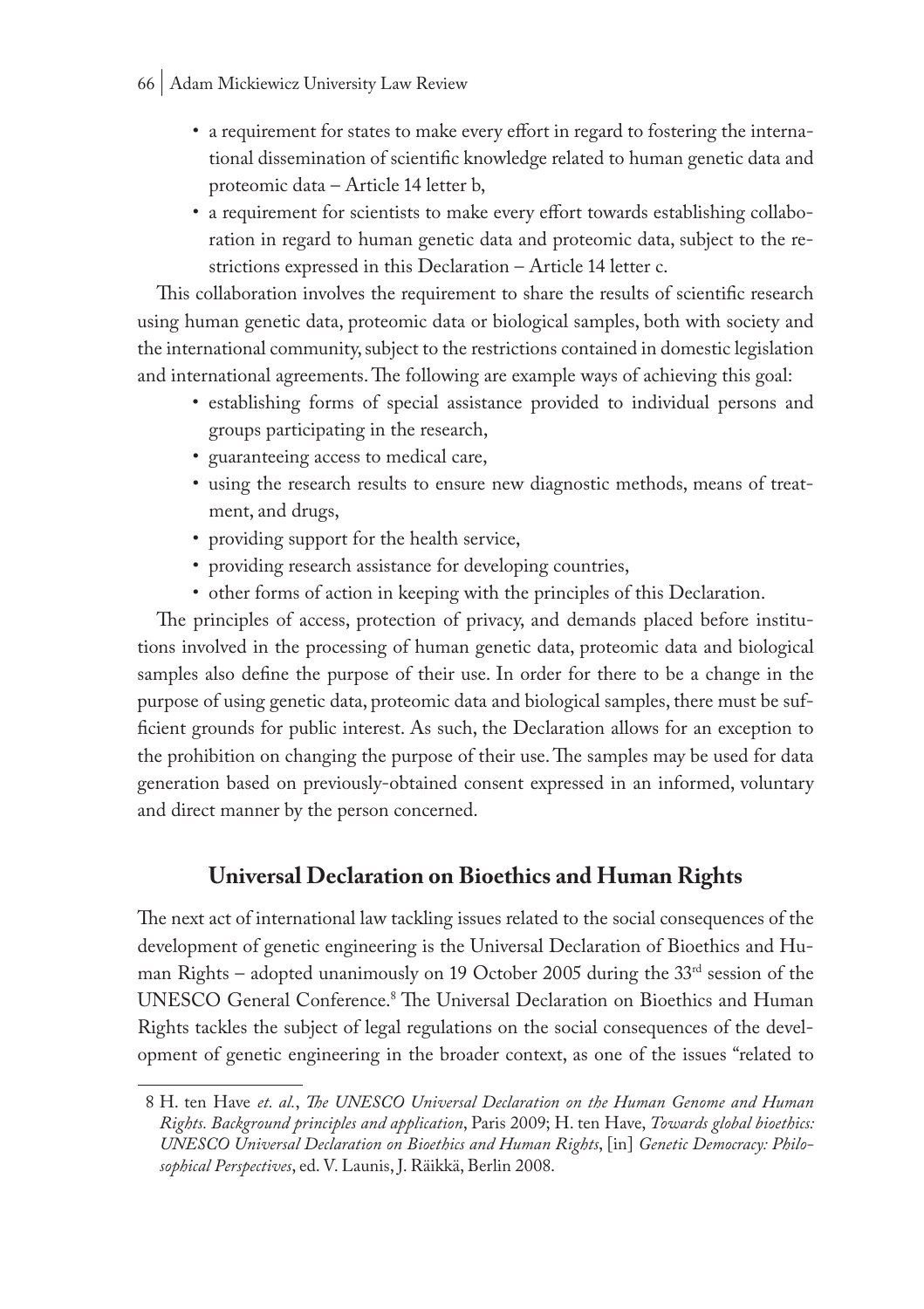- a requirement for states to make every effort in regard to fostering the international dissemination of scientific knowledge related to human genetic data and proteomic data – Article 14 letter b,
- a requirement for scientists to make every effort towards establishing collaboration in regard to human genetic data and proteomic data, subject to the restrictions expressed in this Declaration – Article 14 letter c.

This collaboration involves the requirement to share the results of scientific research using human genetic data, proteomic data or biological samples, both with society and the international community, subject to the restrictions contained in domestic legislation and international agreements. The following are example ways of achieving this goal:

- establishing forms of special assistance provided to individual persons and groups participating in the research,
- guaranteeing access to medical care,
- using the research results to ensure new diagnostic methods, means of treatment, and drugs,
- providing support for the health service,
- providing research assistance for developing countries,
- other forms of action in keeping with the principles of this Declaration.

The principles of access, protection of privacy, and demands placed before institutions involved in the processing of human genetic data, proteomic data and biological samples also define the purpose of their use. In order for there to be a change in the purpose of using genetic data, proteomic data and biological samples, there must be sufficient grounds for public interest. As such, the Declaration allows for an exception to the prohibition on changing the purpose of their use. The samples may be used for data generation based on previously-obtained consent expressed in an informed, voluntary and direct manner by the person concerned.

## Universal Declaration on Bioethics and Human Rights

The next act of international law tackling issues related to the social consequences of the development of genetic engineering is the Universal Declaration of Bioethics and Human Rights – adopted unanimously on 19 October 2005 during the 33rd session of the UNESCO General Conference.[8] The Universal Declaration on Bioethics and Human Rights tackles the subject of legal regulations on the social consequences of the development of genetic engineering in the broader context, as one of the issues "related to

---

8 H. ten Have *et. al.*, *The UNESCO Universal Declaration on the Human Genome and Human Rights. Background principles and application*, Paris 2009; H. ten Have, *Towards global bioethics: UNESCO Universal Declaration on Bioethics and Human Rights*, [in] *Genetic Democracy: Philosophical Perspectives*, ed. V. Launis, J. Räikkä, Berlin 2008.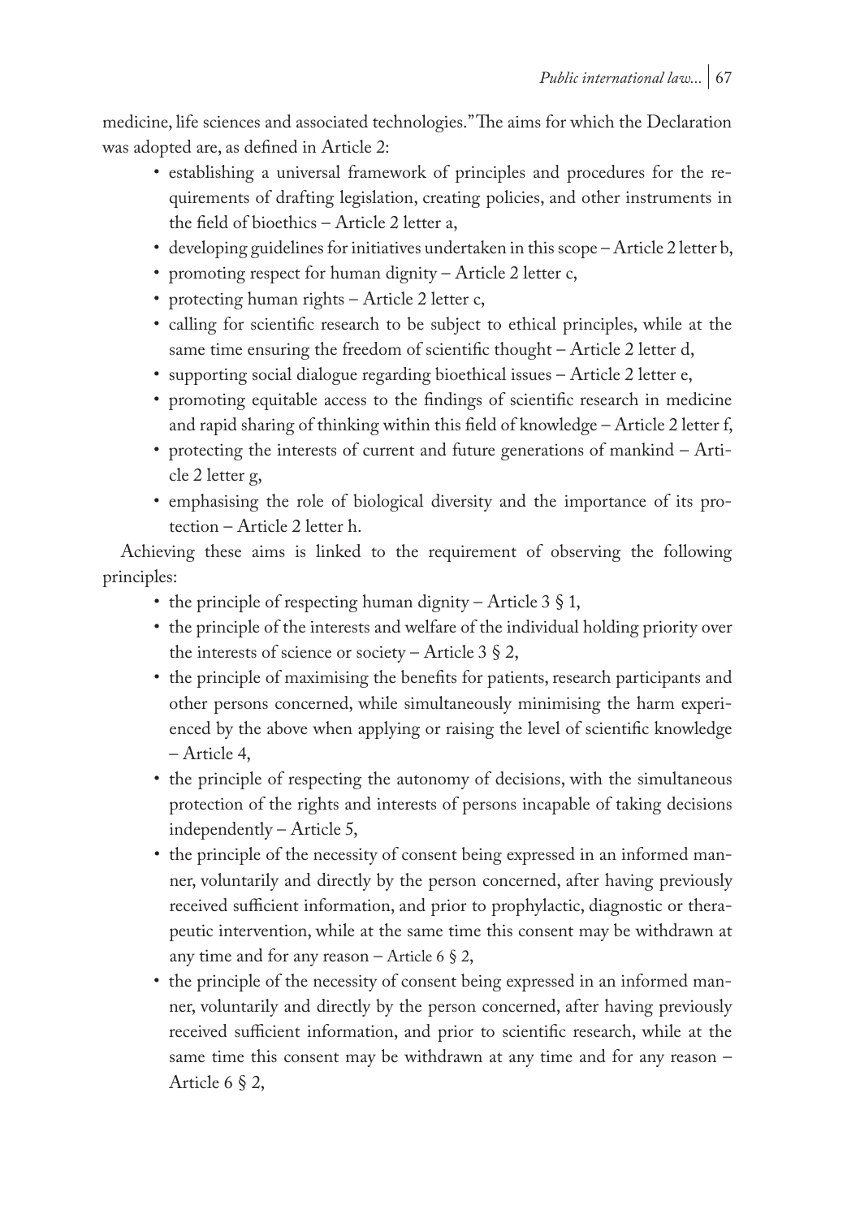medicine, life sciences and associated technologies." The aims for which the Declaration was adopted are, as defined in Article 2:

- establishing a universal framework of principles and procedures for the requirements of drafting legislation, creating policies, and other instruments in the field of bioethics – Article 2 letter a,
- developing guidelines for initiatives undertaken in this scope – Article 2 letter b,
- promoting respect for human dignity – Article 2 letter c,
- protecting human rights – Article 2 letter c,
- calling for scientific research to be subject to ethical principles, while at the same time ensuring the freedom of scientific thought – Article 2 letter d,
- supporting social dialogue regarding bioethical issues – Article 2 letter e,
- promoting equitable access to the findings of scientific research in medicine and rapid sharing of thinking within this field of knowledge – Article 2 letter f,
- protecting the interests of current and future generations of mankind – Article 2 letter g,
- emphasising the role of biological diversity and the importance of its protection – Article 2 letter h.

Achieving these aims is linked to the requirement of observing the following principles:

- the principle of respecting human dignity – Article 3 § 1,
- the principle of the interests and welfare of the individual holding priority over the interests of science or society – Article 3 § 2,
- the principle of maximising the benefits for patients, research participants and other persons concerned, while simultaneously minimising the harm experienced by the above when applying or raising the level of scientific knowledge – Article 4,
- the principle of respecting the autonomy of decisions, with the simultaneous protection of the rights and interests of persons incapable of taking decisions independently – Article 5,
- the principle of the necessity of consent being expressed in an informed manner, voluntarily and directly by the person concerned, after having previously received sufficient information, and prior to prophylactic, diagnostic or therapeutic intervention, while at the same time this consent may be withdrawn at any time and for any reason – Article 6 § 2,
- the principle of the necessity of consent being expressed in an informed manner, voluntarily and directly by the person concerned, after having previously received sufficient information, and prior to scientific research, while at the same time this consent may be withdrawn at any time and for any reason – Article 6 § 2,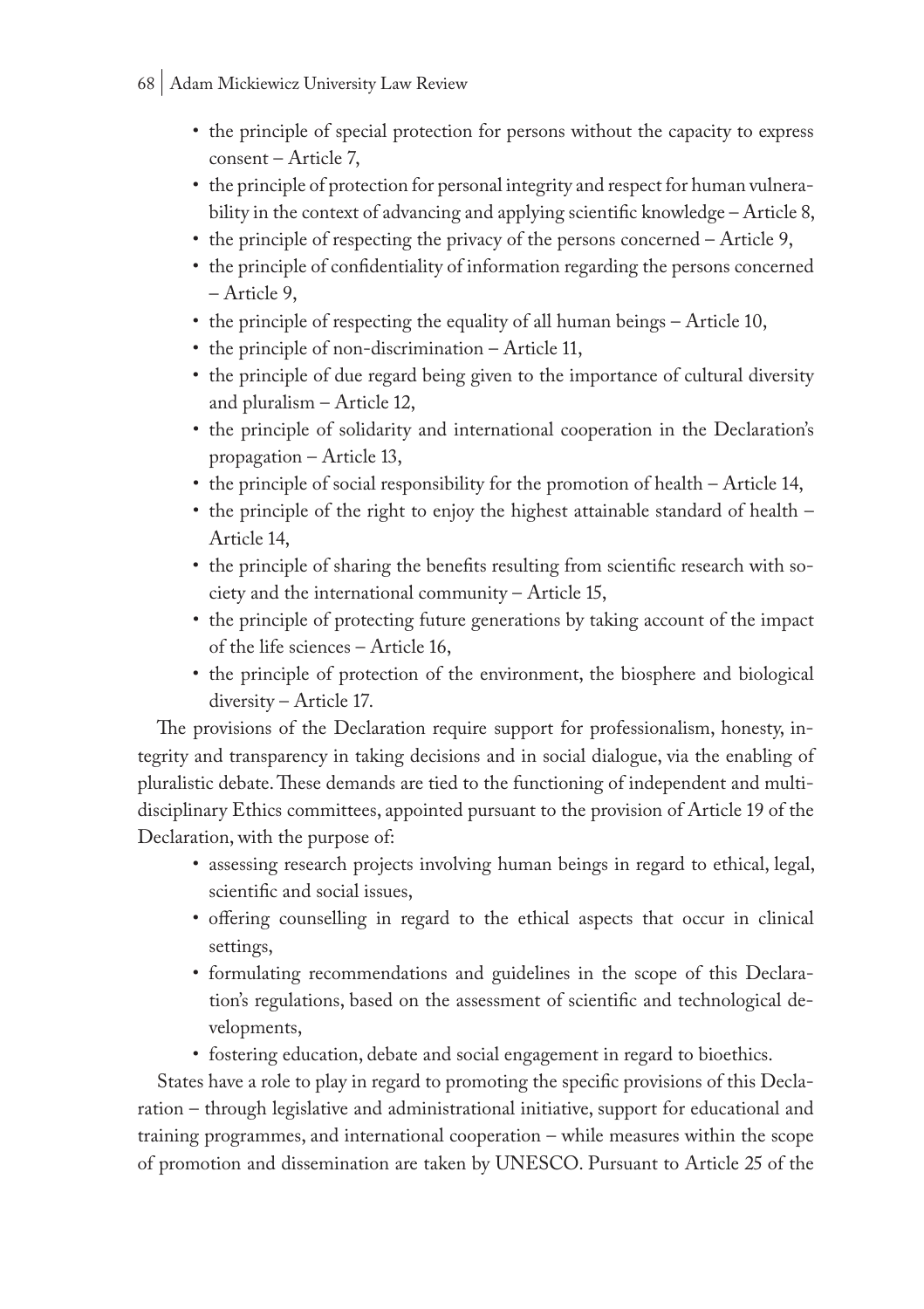- the principle of special protection for persons without the capacity to express consent – Article 7,
- the principle of protection for personal integrity and respect for human vulnerability in the context of advancing and applying scientific knowledge – Article 8,
- the principle of respecting the privacy of the persons concerned – Article 9,
- the principle of confidentiality of information regarding the persons concerned – Article 9,
- the principle of respecting the equality of all human beings – Article 10,
- the principle of non-discrimination – Article 11,
- the principle of due regard being given to the importance of cultural diversity and pluralism – Article 12,
- the principle of solidarity and international cooperation in the Declaration's propagation – Article 13,
- the principle of social responsibility for the promotion of health – Article 14,
- the principle of the right to enjoy the highest attainable standard of health – Article 14,
- the principle of sharing the benefits resulting from scientific research with society and the international community – Article 15,
- the principle of protecting future generations by taking account of the impact of the life sciences – Article 16,
- the principle of protection of the environment, the biosphere and biological diversity – Article 17.

The provisions of the Declaration require support for professionalism, honesty, integrity and transparency in taking decisions and in social dialogue, via the enabling of pluralistic debate. These demands are tied to the functioning of independent and multidisciplinary Ethics committees, appointed pursuant to the provision of Article 19 of the Declaration, with the purpose of:

- assessing research projects involving human beings in regard to ethical, legal, scientific and social issues,
- offering counselling in regard to the ethical aspects that occur in clinical settings,
- formulating recommendations and guidelines in the scope of this Declaration's regulations, based on the assessment of scientific and technological developments,
- fostering education, debate and social engagement in regard to bioethics.

States have a role to play in regard to promoting the specific provisions of this Declaration – through legislative and administrational initiative, support for educational and training programmes, and international cooperation – while measures within the scope of promotion and dissemination are taken by UNESCO. Pursuant to Article 25 of the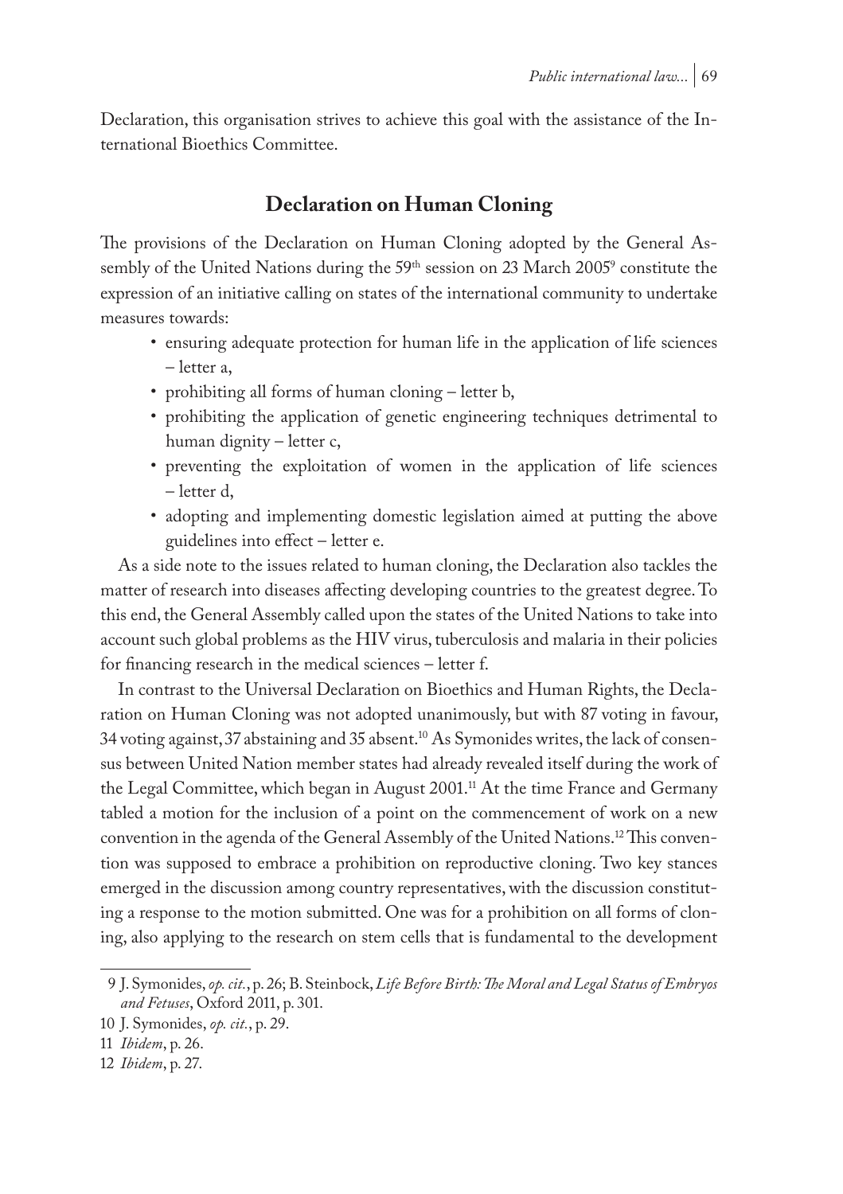Declaration, this organisation strives to achieve this goal with the assistance of the International Bioethics Committee.

## Declaration on Human Cloning

The provisions of the Declaration on Human Cloning adopted by the General Assembly of the United Nations during the 59th session on 23 March 2005[9] constitute the expression of an initiative calling on states of the international community to undertake measures towards:

- ensuring adequate protection for human life in the application of life sciences – letter a,
- prohibiting all forms of human cloning – letter b,
- prohibiting the application of genetic engineering techniques detrimental to human dignity – letter c,
- preventing the exploitation of women in the application of life sciences – letter d,
- adopting and implementing domestic legislation aimed at putting the above guidelines into effect – letter e.

As a side note to the issues related to human cloning, the Declaration also tackles the matter of research into diseases affecting developing countries to the greatest degree. To this end, the General Assembly called upon the states of the United Nations to take into account such global problems as the HIV virus, tuberculosis and malaria in their policies for financing research in the medical sciences – letter f.

In contrast to the Universal Declaration on Bioethics and Human Rights, the Declaration on Human Cloning was not adopted unanimously, but with 87 voting in favour, 34 voting against, 37 abstaining and 35 absent.[10] As Symonides writes, the lack of consensus between United Nation member states had already revealed itself during the work of the Legal Committee, which began in August 2001.[11] At the time France and Germany tabled a motion for the inclusion of a point on the commencement of work on a new convention in the agenda of the General Assembly of the United Nations.[12] This convention was supposed to embrace a prohibition on reproductive cloning. Two key stances emerged in the discussion among country representatives, with the discussion constituting a response to the motion submitted. One was for a prohibition on all forms of cloning, also applying to the research on stem cells that is fundamental to the development

---

9 J. Symonides, *op. cit.*, p. 26; B. Steinbock, *Life Before Birth: The Moral and Legal Status of Embryos and Fetuses*, Oxford 2011, p. 301.

10 J. Symonides, *op. cit.*, p. 29.

11 *Ibidem*, p. 26.

12 *Ibidem*, p. 27.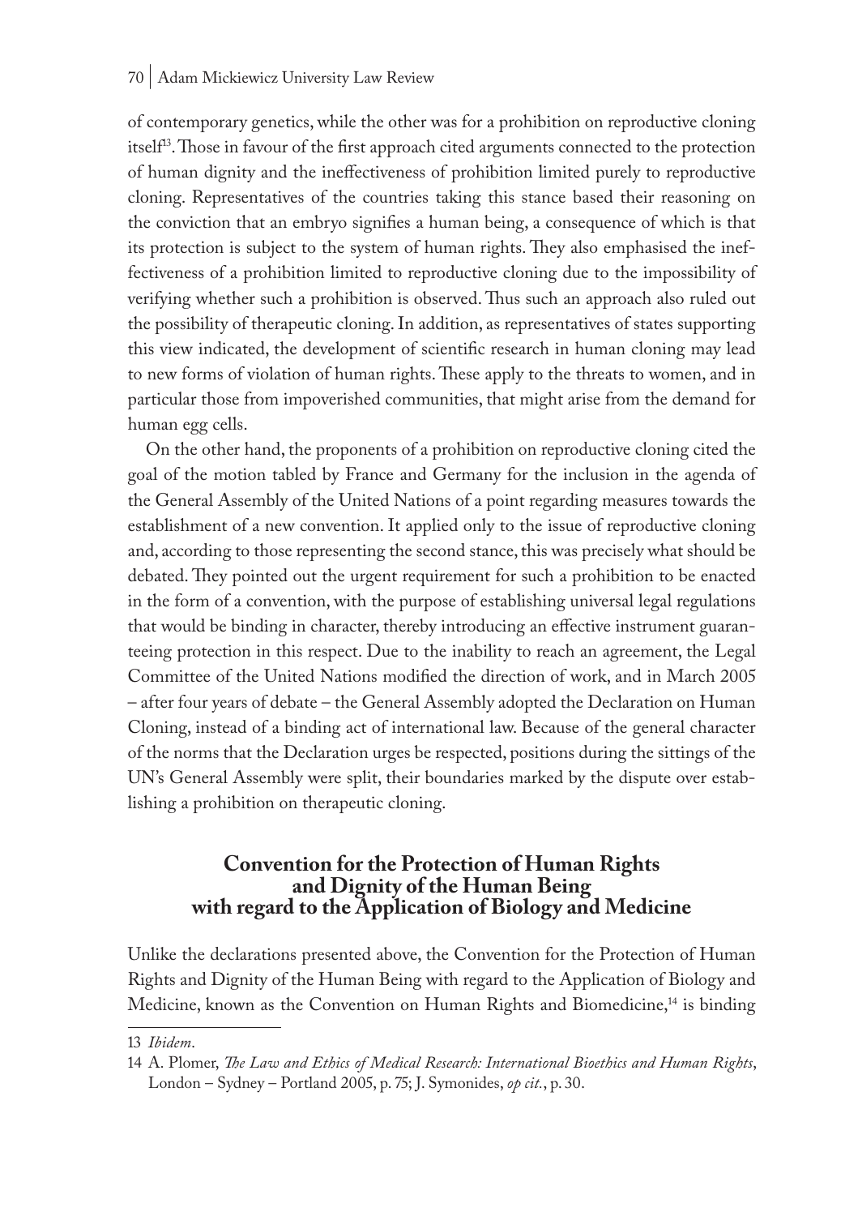of contemporary genetics, while the other was for a prohibition on reproductive cloning itself[13]. Those in favour of the first approach cited arguments connected to the protection of human dignity and the ineffectiveness of prohibition limited purely to reproductive cloning. Representatives of the countries taking this stance based their reasoning on the conviction that an embryo signifies a human being, a consequence of which is that its protection is subject to the system of human rights. They also emphasised the ineffectiveness of a prohibition limited to reproductive cloning due to the impossibility of verifying whether such a prohibition is observed. Thus such an approach also ruled out the possibility of therapeutic cloning. In addition, as representatives of states supporting this view indicated, the development of scientific research in human cloning may lead to new forms of violation of human rights. These apply to the threats to women, and in particular those from impoverished communities, that might arise from the demand for human egg cells.

On the other hand, the proponents of a prohibition on reproductive cloning cited the goal of the motion tabled by France and Germany for the inclusion in the agenda of the General Assembly of the United Nations of a point regarding measures towards the establishment of a new convention. It applied only to the issue of reproductive cloning and, according to those representing the second stance, this was precisely what should be debated. They pointed out the urgent requirement for such a prohibition to be enacted in the form of a convention, with the purpose of establishing universal legal regulations that would be binding in character, thereby introducing an effective instrument guaranteeing protection in this respect. Due to the inability to reach an agreement, the Legal Committee of the United Nations modified the direction of work, and in March 2005 – after four years of debate – the General Assembly adopted the Declaration on Human Cloning, instead of a binding act of international law. Because of the general character of the norms that the Declaration urges be respected, positions during the sittings of the UN's General Assembly were split, their boundaries marked by the dispute over establishing a prohibition on therapeutic cloning.

## Convention for the Protection of Human Rights and Dignity of the Human Being with regard to the Application of Biology and Medicine

Unlike the declarations presented above, the Convention for the Protection of Human Rights and Dignity of the Human Being with regard to the Application of Biology and Medicine, known as the Convention on Human Rights and Biomedicine,[14] is binding

13 *Ibidem*.

14 A. Plomer, *The Law and Ethics of Medical Research: International Bioethics and Human Rights*, London – Sydney – Portland 2005, p. 75; J. Symonides, *op cit.*, p. 30.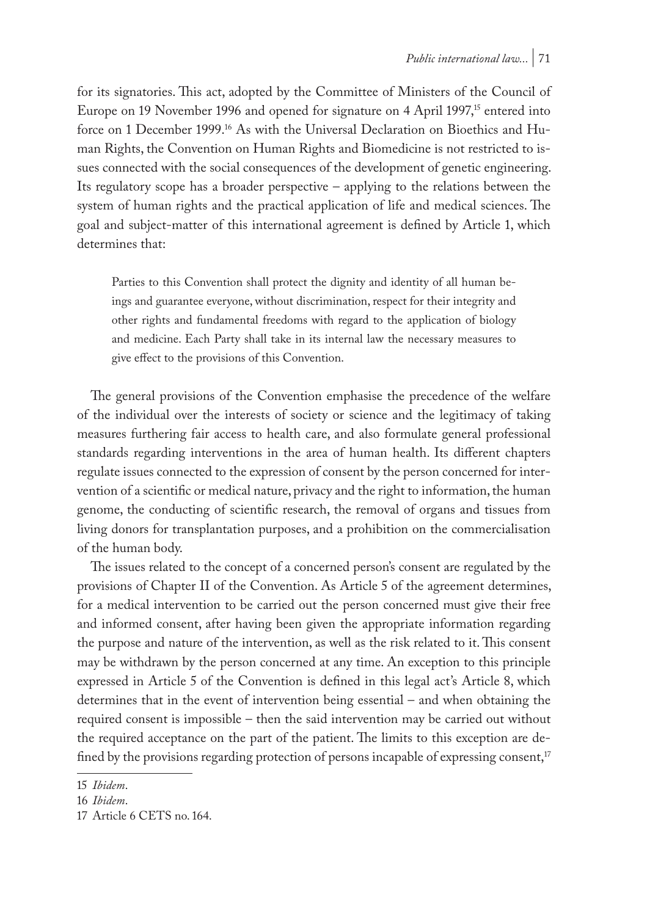for its signatories. This act, adopted by the Committee of Ministers of the Council of Europe on 19 November 1996 and opened for signature on 4 April 1997,[15] entered into force on 1 December 1999.[16] As with the Universal Declaration on Bioethics and Human Rights, the Convention on Human Rights and Biomedicine is not restricted to issues connected with the social consequences of the development of genetic engineering. Its regulatory scope has a broader perspective – applying to the relations between the system of human rights and the practical application of life and medical sciences. The goal and subject-matter of this international agreement is defined by Article 1, which determines that:

> Parties to this Convention shall protect the dignity and identity of all human beings and guarantee everyone, without discrimination, respect for their integrity and other rights and fundamental freedoms with regard to the application of biology and medicine. Each Party shall take in its internal law the necessary measures to give effect to the provisions of this Convention.

The general provisions of the Convention emphasise the precedence of the welfare of the individual over the interests of society or science and the legitimacy of taking measures furthering fair access to health care, and also formulate general professional standards regarding interventions in the area of human health. Its different chapters regulate issues connected to the expression of consent by the person concerned for intervention of a scientific or medical nature, privacy and the right to information, the human genome, the conducting of scientific research, the removal of organs and tissues from living donors for transplantation purposes, and a prohibition on the commercialisation of the human body.

The issues related to the concept of a concerned person's consent are regulated by the provisions of Chapter II of the Convention. As Article 5 of the agreement determines, for a medical intervention to be carried out the person concerned must give their free and informed consent, after having been given the appropriate information regarding the purpose and nature of the intervention, as well as the risk related to it. This consent may be withdrawn by the person concerned at any time. An exception to this principle expressed in Article 5 of the Convention is defined in this legal act's Article 8, which determines that in the event of intervention being essential – and when obtaining the required consent is impossible – then the said intervention may be carried out without the required acceptance on the part of the patient. The limits to this exception are defined by the provisions regarding protection of persons incapable of expressing consent,[17]

---

15 *Ibidem*.

16 *Ibidem*.

17 Article 6 CETS no. 164.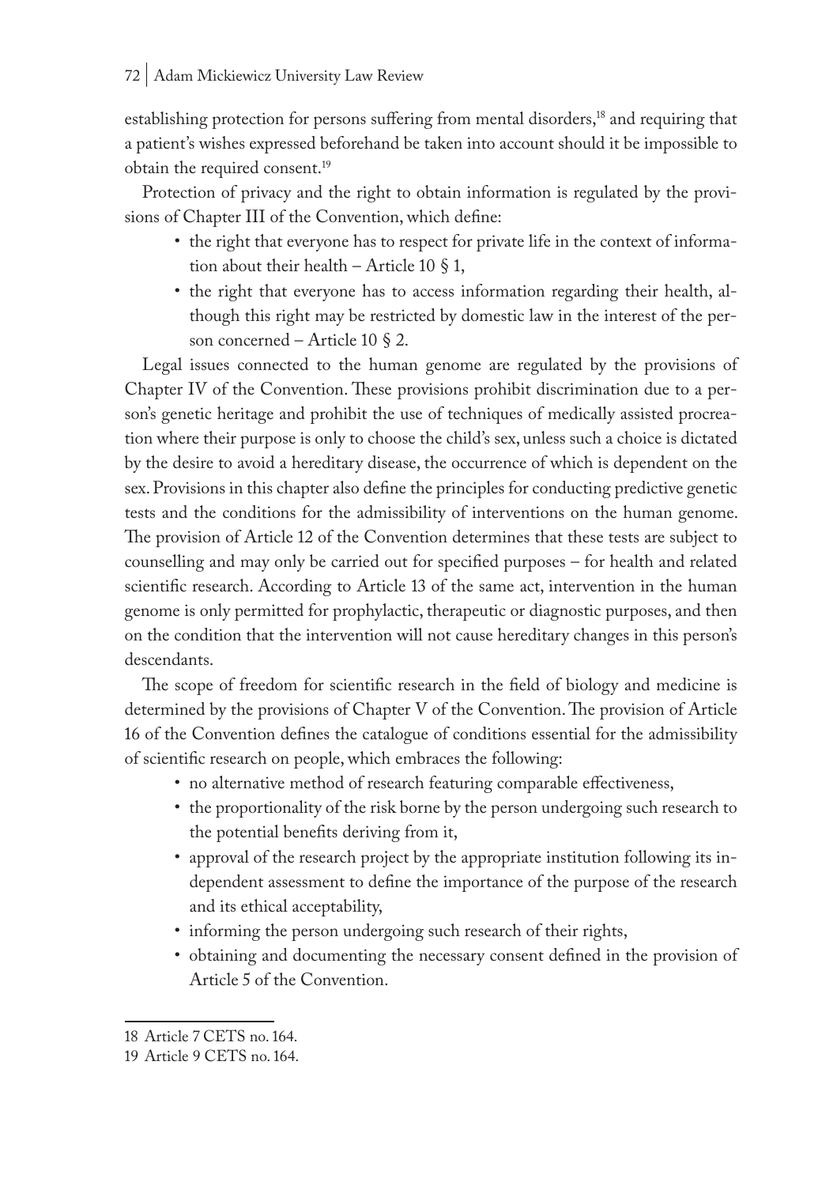establishing protection for persons suffering from mental disorders,[18] and requiring that a patient's wishes expressed beforehand be taken into account should it be impossible to obtain the required consent.[19]

Protection of privacy and the right to obtain information is regulated by the provisions of Chapter III of the Convention, which define:

- the right that everyone has to respect for private life in the context of information about their health – Article 10 § 1,
- the right that everyone has to access information regarding their health, although this right may be restricted by domestic law in the interest of the person concerned – Article 10 § 2.

Legal issues connected to the human genome are regulated by the provisions of Chapter IV of the Convention. These provisions prohibit discrimination due to a person's genetic heritage and prohibit the use of techniques of medically assisted procreation where their purpose is only to choose the child's sex, unless such a choice is dictated by the desire to avoid a hereditary disease, the occurrence of which is dependent on the sex. Provisions in this chapter also define the principles for conducting predictive genetic tests and the conditions for the admissibility of interventions on the human genome. The provision of Article 12 of the Convention determines that these tests are subject to counselling and may only be carried out for specified purposes – for health and related scientific research. According to Article 13 of the same act, intervention in the human genome is only permitted for prophylactic, therapeutic or diagnostic purposes, and then on the condition that the intervention will not cause hereditary changes in this person's descendants.

The scope of freedom for scientific research in the field of biology and medicine is determined by the provisions of Chapter V of the Convention. The provision of Article 16 of the Convention defines the catalogue of conditions essential for the admissibility of scientific research on people, which embraces the following:

- no alternative method of research featuring comparable effectiveness,
- the proportionality of the risk borne by the person undergoing such research to the potential benefits deriving from it,
- approval of the research project by the appropriate institution following its independent assessment to define the importance of the purpose of the research and its ethical acceptability,
- informing the person undergoing such research of their rights,
- obtaining and documenting the necessary consent defined in the provision of Article 5 of the Convention.

18 Article 7 CETS no. 164.

19 Article 9 CETS no. 164.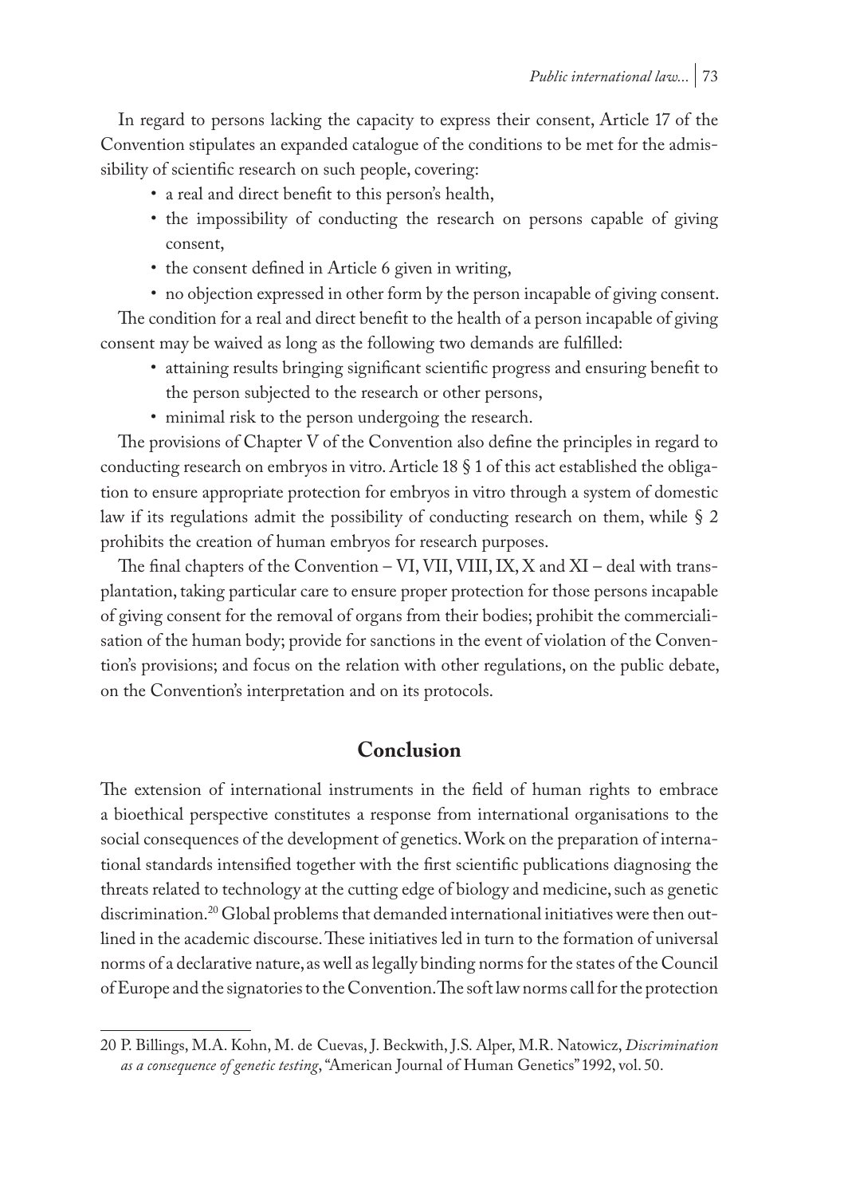In regard to persons lacking the capacity to express their consent, Article 17 of the Convention stipulates an expanded catalogue of the conditions to be met for the admissibility of scientific research on such people, covering:

- a real and direct benefit to this person's health,
- the impossibility of conducting the research on persons capable of giving consent,
- the consent defined in Article 6 given in writing,
- no objection expressed in other form by the person incapable of giving consent.

The condition for a real and direct benefit to the health of a person incapable of giving consent may be waived as long as the following two demands are fulfilled:

- attaining results bringing significant scientific progress and ensuring benefit to the person subjected to the research or other persons,
- minimal risk to the person undergoing the research.

The provisions of Chapter V of the Convention also define the principles in regard to conducting research on embryos in vitro. Article 18 § 1 of this act established the obligation to ensure appropriate protection for embryos in vitro through a system of domestic law if its regulations admit the possibility of conducting research on them, while § 2 prohibits the creation of human embryos for research purposes.

The final chapters of the Convention – VI, VII, VIII, IX, X and XI – deal with transplantation, taking particular care to ensure proper protection for those persons incapable of giving consent for the removal of organs from their bodies; prohibit the commercialisation of the human body; provide for sanctions in the event of violation of the Convention's provisions; and focus on the relation with other regulations, on the public debate, on the Convention's interpretation and on its protocols.

## Conclusion

The extension of international instruments in the field of human rights to embrace a bioethical perspective constitutes a response from international organisations to the social consequences of the development of genetics. Work on the preparation of international standards intensified together with the first scientific publications diagnosing the threats related to technology at the cutting edge of biology and medicine, such as genetic discrimination.[20] Global problems that demanded international initiatives were then outlined in the academic discourse. These initiatives led in turn to the formation of universal norms of a declarative nature, as well as legally binding norms for the states of the Council of Europe and the signatories to the Convention. The soft law norms call for the protection

---

20 P. Billings, M.A. Kohn, M. de Cuevas, J. Beckwith, J.S. Alper, M.R. Natowicz, *Discrimination as a consequence of genetic testing*, "American Journal of Human Genetics" 1992, vol. 50.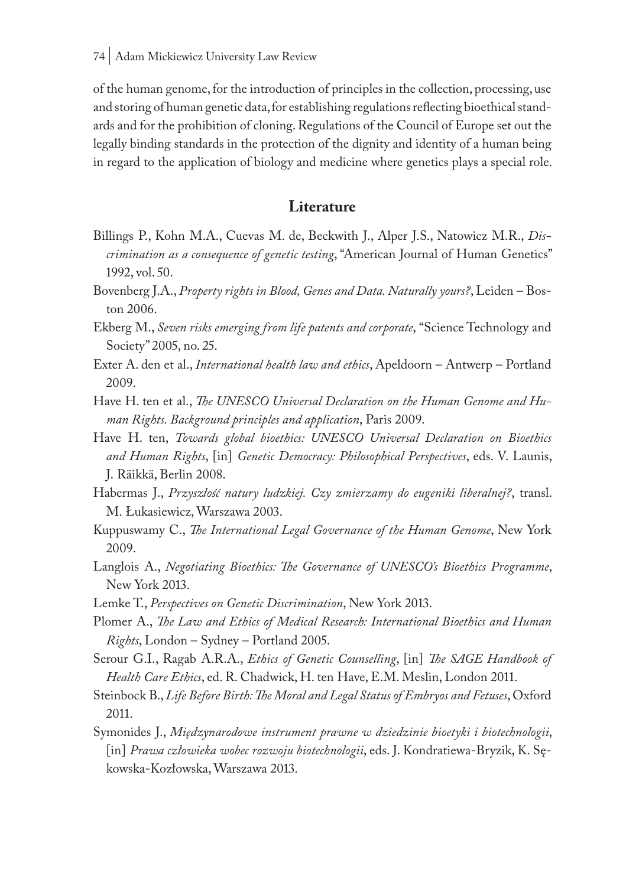of the human genome, for the introduction of principles in the collection, processing, use and storing of human genetic data, for establishing regulations reflecting bioethical standards and for the prohibition of cloning. Regulations of the Council of Europe set out the legally binding standards in the protection of the dignity and identity of a human being in regard to the application of biology and medicine where genetics plays a special role.

## Literature

Billings P., Kohn M.A., Cuevas M. de, Beckwith J., Alper J.S., Natowicz M.R., *Discrimination as a consequence of genetic testing*, "American Journal of Human Genetics" 1992, vol. 50.

Bovenberg J.A., *Property rights in Blood, Genes and Data. Naturally yours?*, Leiden – Boston 2006.

Ekberg M., *Seven risks emerging from life patents and corporate*, "Science Technology and Society" 2005, no. 25.

Exter A. den et al., *International health law and ethics*, Apeldoorn – Antwerp – Portland 2009.

Have H. ten et al., *The UNESCO Universal Declaration on the Human Genome and Human Rights. Background principles and application*, Paris 2009.

Have H. ten, *Towards global bioethics: UNESCO Universal Declaration on Bioethics and Human Rights*, [in] *Genetic Democracy: Philosophical Perspectives*, eds. V. Launis, J. Räikkä, Berlin 2008.

Habermas J., *Przyszłość natury ludzkiej. Czy zmierzamy do eugeniki liberalnej?*, transl. M. Łukasiewicz, Warszawa 2003.

Kuppuswamy C., *The International Legal Governance of the Human Genome*, New York 2009.

Langlois A., *Negotiating Bioethics: The Governance of UNESCO's Bioethics Programme*, New York 2013.

Lemke T., *Perspectives on Genetic Discrimination*, New York 2013.

Plomer A., *The Law and Ethics of Medical Research: International Bioethics and Human Rights*, London – Sydney – Portland 2005.

Serour G.I., Ragab A.R.A., *Ethics of Genetic Counselling*, [in] *The SAGE Handbook of Health Care Ethics*, ed. R. Chadwick, H. ten Have, E.M. Meslin, London 2011.

Steinbock B., *Life Before Birth: The Moral and Legal Status of Embryos and Fetuses*, Oxford 2011.

Symonides J., *Międzynarodowe instrument prawne w dziedzinie bioetyki i biotechnologii*, [in] *Prawa człowieka wobec rozwoju biotechnologii*, eds. J. Kondratiewa-Bryzik, K. Sękowska-Kozłowska, Warszawa 2013.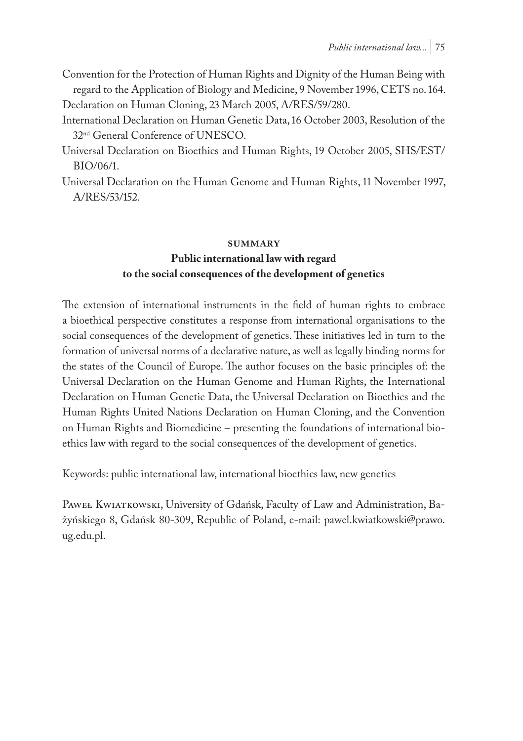Convention for the Protection of Human Rights and Dignity of the Human Being with regard to the Application of Biology and Medicine, 9 November 1996, CETS no. 164.

Declaration on Human Cloning, 23 March 2005, A/RES/59/280.

International Declaration on Human Genetic Data, 16 October 2003, Resolution of the 32nd General Conference of UNESCO.

Universal Declaration on Bioethics and Human Rights, 19 October 2005, SHS/EST/BIO/06/1.

Universal Declaration on the Human Genome and Human Rights, 11 November 1997, A/RES/53/152.

## SUMMARY

### Public international law with regard to the social consequences of the development of genetics

The extension of international instruments in the field of human rights to embrace a bioethical perspective constitutes a response from international organisations to the social consequences of the development of genetics. These initiatives led in turn to the formation of universal norms of a declarative nature, as well as legally binding norms for the states of the Council of Europe. The author focuses on the basic principles of: the Universal Declaration on the Human Genome and Human Rights, the International Declaration on Human Genetic Data, the Universal Declaration on Bioethics and the Human Rights United Nations Declaration on Human Cloning, and the Convention on Human Rights and Biomedicine – presenting the foundations of international bioethics law with regard to the social consequences of the development of genetics.

Keywords: public international law, international bioethics law, new genetics

Paweł Kwiatkowski, University of Gdańsk, Faculty of Law and Administration, Bażyńskiego 8, Gdańsk 80-309, Republic of Poland, e-mail: pawel.kwiatkowski@prawo.ug.edu.pl.